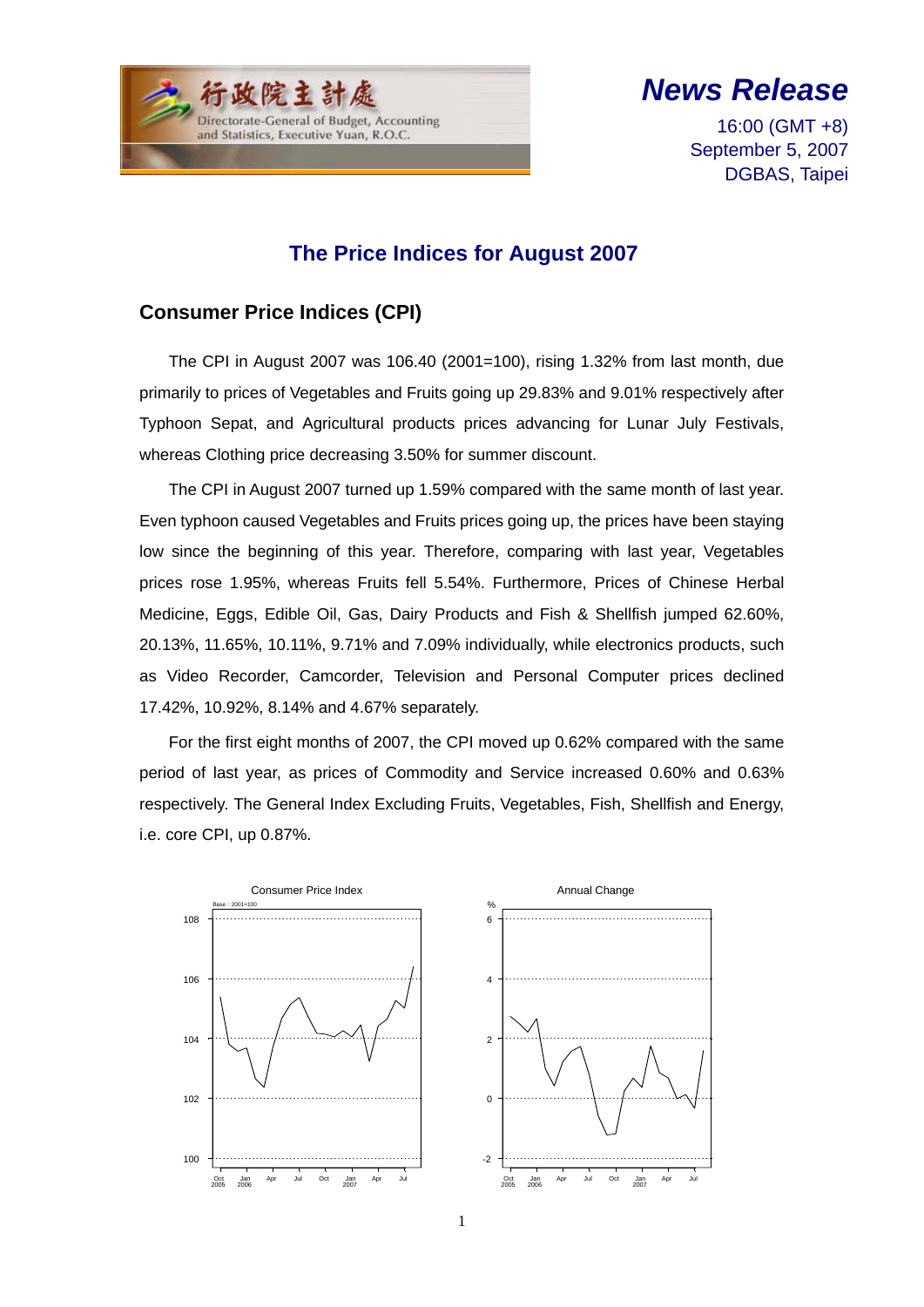行政院主計處
Directorate-General of Budget, Accounting and Statistics, Executive Yuan, R.O.C.

# *News Release*

16:00 (GMT +8)
September 5, 2007
DGBAS, Taipei

## The Price Indices for August 2007

### Consumer Price Indices (CPI)

The CPI in August 2007 was 106.40 (2001=100), rising 1.32% from last month, due primarily to prices of Vegetables and Fruits going up 29.83% and 9.01% respectively after Typhoon Sepat, and Agricultural products prices advancing for Lunar July Festivals, whereas Clothing price decreasing 3.50% for summer discount.

The CPI in August 2007 turned up 1.59% compared with the same month of last year. Even typhoon caused Vegetables and Fruits prices going up, the prices have been staying low since the beginning of this year. Therefore, comparing with last year, Vegetables prices rose 1.95%, whereas Fruits fell 5.54%. Furthermore, Prices of Chinese Herbal Medicine, Eggs, Edible Oil, Gas, Dairy Products and Fish & Shellfish jumped 62.60%, 20.13%, 11.65%, 10.11%, 9.71% and 7.09% individually, while electronics products, such as Video Recorder, Camcorder, Television and Personal Computer prices declined 17.42%, 10.92%, 8.14% and 4.67% separately.

For the first eight months of 2007, the CPI moved up 0.62% compared with the same period of last year, as prices of Commodity and Service increased 0.60% and 0.63% respectively. The General Index Excluding Fruits, Vegetables, Fish, Shellfish and Energy, i.e. core CPI, up 0.87%.

Consumer Price Index

Annual Change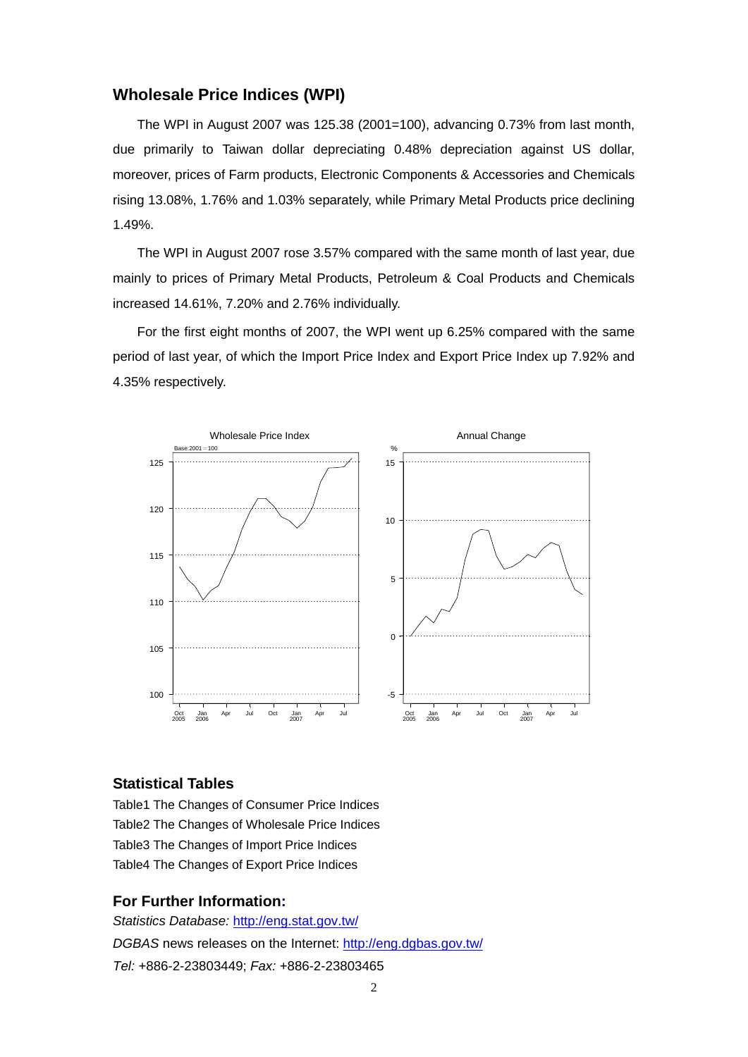## Wholesale Price Indices (WPI)

The WPI in August 2007 was 125.38 (2001=100), advancing 0.73% from last month, due primarily to Taiwan dollar depreciating 0.48% depreciation against US dollar, moreover, prices of Farm products, Electronic Components & Accessories and Chemicals rising 13.08%, 1.76% and 1.03% separately, while Primary Metal Products price declining 1.49%.

The WPI in August 2007 rose 3.57% compared with the same month of last year, due mainly to prices of Primary Metal Products, Petroleum & Coal Products and Chemicals increased 14.61%, 7.20% and 2.76% individually.

For the first eight months of 2007, the WPI went up 6.25% compared with the same period of last year, of which the Import Price Index and Export Price Index up 7.92% and 4.35% respectively.

## Statistical Tables

Table1 The Changes of Consumer Price Indices
Table2 The Changes of Wholesale Price Indices
Table3 The Changes of Import Price Indices
Table4 The Changes of Export Price Indices

## For Further Information:

*Statistics Database:* http://eng.stat.gov.tw/
*DGBAS* news releases on the Internet: http://eng.dgbas.gov.tw/
*Tel:* +886-2-23803449; *Fax:* +886-2-23803465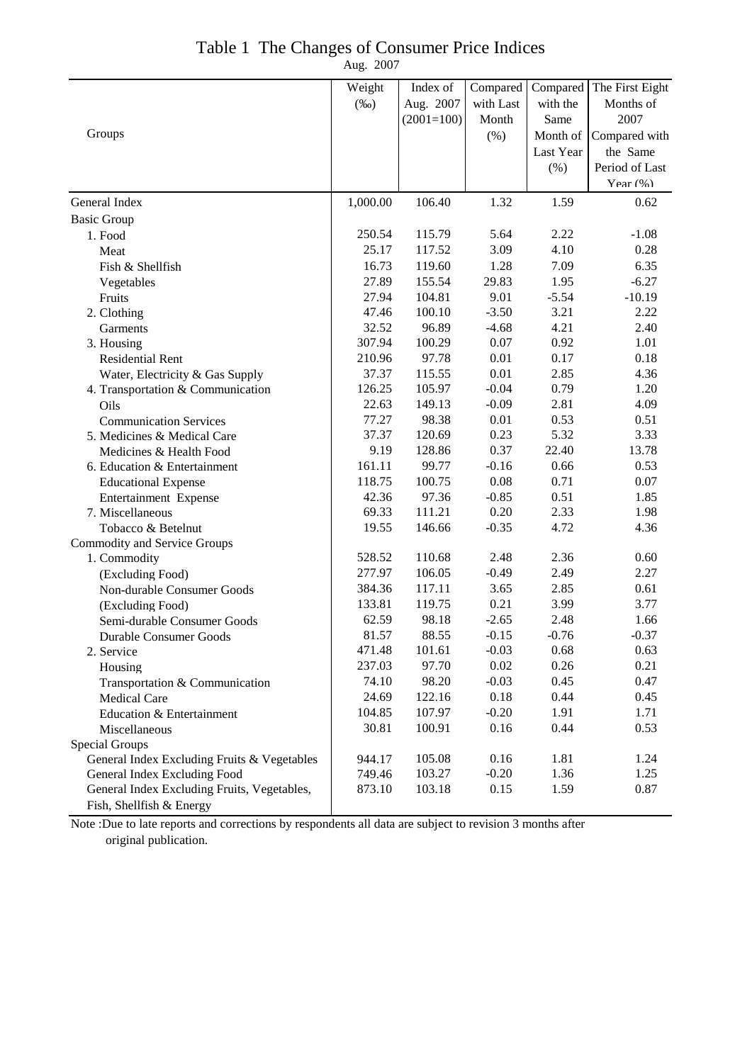# Table 1 The Changes of Consumer Price Indices

Aug. 2007

| Groups | Weight (‰) | Index of Aug. 2007 (2001=100) | Compared with Last Month (%) | Compared with the Same Month of Last Year (%) | The First Eight Months of 2007 Compared with the Same Period of Last Year (%) |
|---|---|---|---|---|---|
| General Index | 1,000.00 | 106.40 | 1.32 | 1.59 | 0.62 |
| Basic Group | | | | | |
| 1. Food | 250.54 | 115.79 | 5.64 | 2.22 | -1.08 |
| Meat | 25.17 | 117.52 | 3.09 | 4.10 | 0.28 |
| Fish & Shellfish | 16.73 | 119.60 | 1.28 | 7.09 | 6.35 |
| Vegetables | 27.89 | 155.54 | 29.83 | 1.95 | -6.27 |
| Fruits | 27.94 | 104.81 | 9.01 | -5.54 | -10.19 |
| 2. Clothing | 47.46 | 100.10 | -3.50 | 3.21 | 2.22 |
| Garments | 32.52 | 96.89 | -4.68 | 4.21 | 2.40 |
| 3. Housing | 307.94 | 100.29 | 0.07 | 0.92 | 1.01 |
| Residential Rent | 210.96 | 97.78 | 0.01 | 0.17 | 0.18 |
| Water, Electricity & Gas Supply | 37.37 | 115.55 | 0.01 | 2.85 | 4.36 |
| 4. Transportation & Communication | 126.25 | 105.97 | -0.04 | 0.79 | 1.20 |
| Oils | 22.63 | 149.13 | -0.09 | 2.81 | 4.09 |
| Communication Services | 77.27 | 98.38 | 0.01 | 0.53 | 0.51 |
| 5. Medicines & Medical Care | 37.37 | 120.69 | 0.23 | 5.32 | 3.33 |
| Medicines & Health Food | 9.19 | 128.86 | 0.37 | 22.40 | 13.78 |
| 6. Education & Entertainment | 161.11 | 99.77 | -0.16 | 0.66 | 0.53 |
| Educational Expense | 118.75 | 100.75 | 0.08 | 0.71 | 0.07 |
| Entertainment Expense | 42.36 | 97.36 | -0.85 | 0.51 | 1.85 |
| 7. Miscellaneous | 69.33 | 111.21 | 0.20 | 2.33 | 1.98 |
| Tobacco & Betelnut | 19.55 | 146.66 | -0.35 | 4.72 | 4.36 |
| Commodity and Service Groups | | | | | |
| 1. Commodity | 528.52 | 110.68 | 2.48 | 2.36 | 0.60 |
| (Excluding Food) | 277.97 | 106.05 | -0.49 | 2.49 | 2.27 |
| Non-durable Consumer Goods | 384.36 | 117.11 | 3.65 | 2.85 | 0.61 |
| (Excluding Food) | 133.81 | 119.75 | 0.21 | 3.99 | 3.77 |
| Semi-durable Consumer Goods | 62.59 | 98.18 | -2.65 | 2.48 | 1.66 |
| Durable Consumer Goods | 81.57 | 88.55 | -0.15 | -0.76 | -0.37 |
| 2. Service | 471.48 | 101.61 | -0.03 | 0.68 | 0.63 |
| Housing | 237.03 | 97.70 | 0.02 | 0.26 | 0.21 |
| Transportation & Communication | 74.10 | 98.20 | -0.03 | 0.45 | 0.47 |
| Medical Care | 24.69 | 122.16 | 0.18 | 0.44 | 0.45 |
| Education & Entertainment | 104.85 | 107.97 | -0.20 | 1.91 | 1.71 |
| Miscellaneous | 30.81 | 100.91 | 0.16 | 0.44 | 0.53 |
| Special Groups | | | | | |
| General Index Excluding Fruits & Vegetables | 944.17 | 105.08 | 0.16 | 1.81 | 1.24 |
| General Index Excluding Food | 749.46 | 103.27 | -0.20 | 1.36 | 1.25 |
| General Index Excluding Fruits, Vegetables, Fish, Shellfish & Energy | 873.10 | 103.18 | 0.15 | 1.59 | 0.87 |

Note :Due to late reports and corrections by respondents all data are subject to revision 3 months after original publication.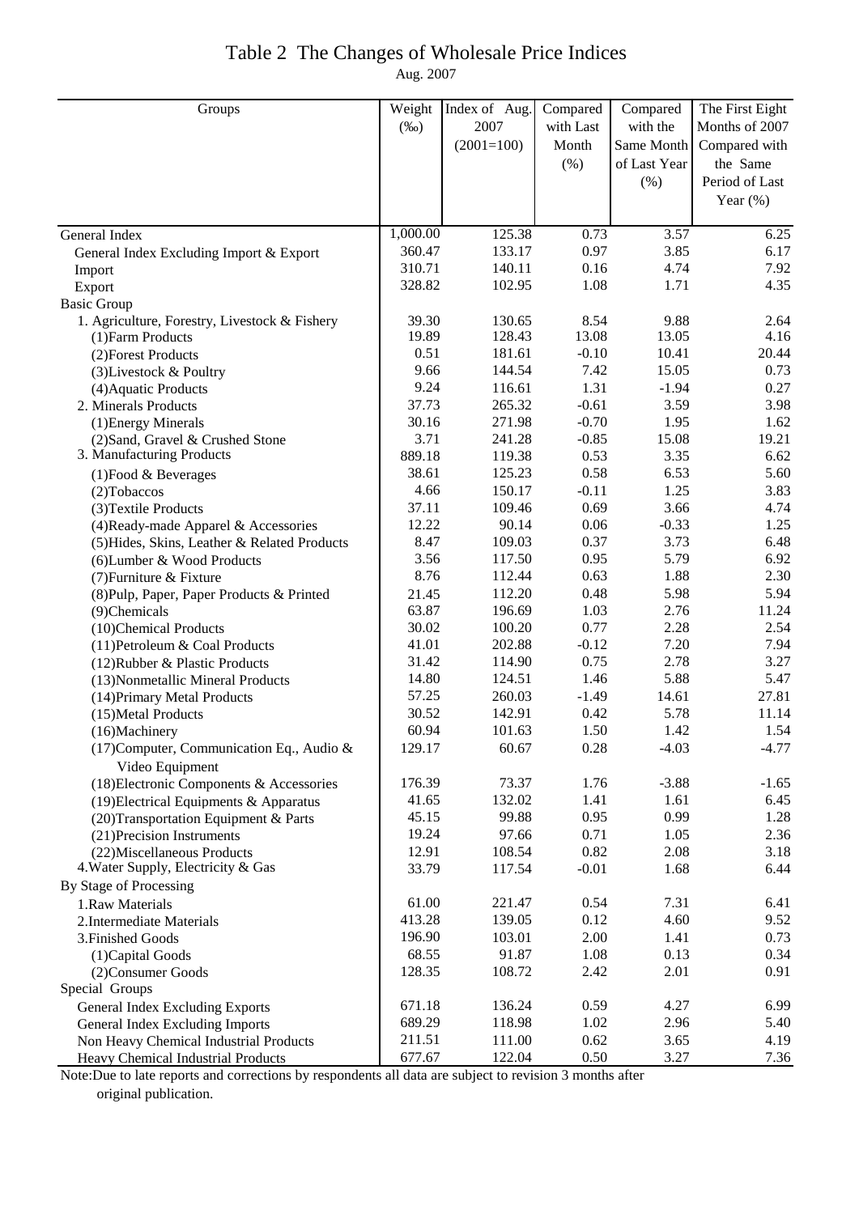# Table 2 The Changes of Wholesale Price Indices

Aug. 2007

| Groups | Weight (‰) | Index of Aug. 2007 (2001=100) | Compared with Last Month (%) | Compared with the Same Month of Last Year (%) | The First Eight Months of 2007 Compared with the Same Period of Last Year (%) |
|---|---|---|---|---|---|
| General Index | 1,000.00 | 125.38 | 0.73 | 3.57 | 6.25 |
| General Index Excluding Import & Export | 360.47 | 133.17 | 0.97 | 3.85 | 6.17 |
| Import | 310.71 | 140.11 | 0.16 | 4.74 | 7.92 |
| Export | 328.82 | 102.95 | 1.08 | 1.71 | 4.35 |
| Basic Group | | | | | |
| 1. Agriculture, Forestry, Livestock & Fishery | 39.30 | 130.65 | 8.54 | 9.88 | 2.64 |
| (1)Farm Products | 19.89 | 128.43 | 13.08 | 13.05 | 4.16 |
| (2)Forest Products | 0.51 | 181.61 | -0.10 | 10.41 | 20.44 |
| (3)Livestock & Poultry | 9.66 | 144.54 | 7.42 | 15.05 | 0.73 |
| (4)Aquatic Products | 9.24 | 116.61 | 1.31 | -1.94 | 0.27 |
| 2. Minerals Products | 37.73 | 265.32 | -0.61 | 3.59 | 3.98 |
| (1)Energy Minerals | 30.16 | 271.98 | -0.70 | 1.95 | 1.62 |
| (2)Sand, Gravel & Crushed Stone | 3.71 | 241.28 | -0.85 | 15.08 | 19.21 |
| 3. Manufacturing Products | 889.18 | 119.38 | 0.53 | 3.35 | 6.62 |
| (1)Food & Beverages | 38.61 | 125.23 | 0.58 | 6.53 | 5.60 |
| (2)Tobaccos | 4.66 | 150.17 | -0.11 | 1.25 | 3.83 |
| (3)Textile Products | 37.11 | 109.46 | 0.69 | 3.66 | 4.74 |
| (4)Ready-made Apparel & Accessories | 12.22 | 90.14 | 0.06 | -0.33 | 1.25 |
| (5)Hides, Skins, Leather & Related Products | 8.47 | 109.03 | 0.37 | 3.73 | 6.48 |
| (6)Lumber & Wood Products | 3.56 | 117.50 | 0.95 | 5.79 | 6.92 |
| (7)Furniture & Fixture | 8.76 | 112.44 | 0.63 | 1.88 | 2.30 |
| (8)Pulp, Paper, Paper Products & Printed | 21.45 | 112.20 | 0.48 | 5.98 | 5.94 |
| (9)Chemicals | 63.87 | 196.69 | 1.03 | 2.76 | 11.24 |
| (10)Chemical Products | 30.02 | 100.20 | 0.77 | 2.28 | 2.54 |
| (11)Petroleum & Coal Products | 41.01 | 202.88 | -0.12 | 7.20 | 7.94 |
| (12)Rubber & Plastic Products | 31.42 | 114.90 | 0.75 | 2.78 | 3.27 |
| (13)Nonmetallic Mineral Products | 14.80 | 124.51 | 1.46 | 5.88 | 5.47 |
| (14)Primary Metal Products | 57.25 | 260.03 | -1.49 | 14.61 | 27.81 |
| (15)Metal Products | 30.52 | 142.91 | 0.42 | 5.78 | 11.14 |
| (16)Machinery | 60.94 | 101.63 | 1.50 | 1.42 | 1.54 |
| (17)Computer, Communication Eq., Audio & Video Equipment | 129.17 | 60.67 | 0.28 | -4.03 | -4.77 |
| (18)Electronic Components & Accessories | 176.39 | 73.37 | 1.76 | -3.88 | -1.65 |
| (19)Electrical Equipments & Apparatus | 41.65 | 132.02 | 1.41 | 1.61 | 6.45 |
| (20)Transportation Equipment & Parts | 45.15 | 99.88 | 0.95 | 0.99 | 1.28 |
| (21)Precision Instruments | 19.24 | 97.66 | 0.71 | 1.05 | 2.36 |
| (22)Miscellaneous Products | 12.91 | 108.54 | 0.82 | 2.08 | 3.18 |
| 4.Water Supply, Electricity & Gas | 33.79 | 117.54 | -0.01 | 1.68 | 6.44 |
| By Stage of Processing | | | | | |
| 1.Raw Materials | 61.00 | 221.47 | 0.54 | 7.31 | 6.41 |
| 2.Intermediate Materials | 413.28 | 139.05 | 0.12 | 4.60 | 9.52 |
| 3.Finished Goods | 196.90 | 103.01 | 2.00 | 1.41 | 0.73 |
| (1)Capital Goods | 68.55 | 91.87 | 1.08 | 0.13 | 0.34 |
| (2)Consumer Goods | 128.35 | 108.72 | 2.42 | 2.01 | 0.91 |
| Special Groups | | | | | |
| General Index Excluding Exports | 671.18 | 136.24 | 0.59 | 4.27 | 6.99 |
| General Index Excluding Imports | 689.29 | 118.98 | 1.02 | 2.96 | 5.40 |
| Non Heavy Chemical Industrial Products | 211.51 | 111.00 | 0.62 | 3.65 | 4.19 |
| Heavy Chemical Industrial Products | 677.67 | 122.04 | 0.50 | 3.27 | 7.36 |

Note:Due to late reports and corrections by respondents all data are subject to revision 3 months after original publication.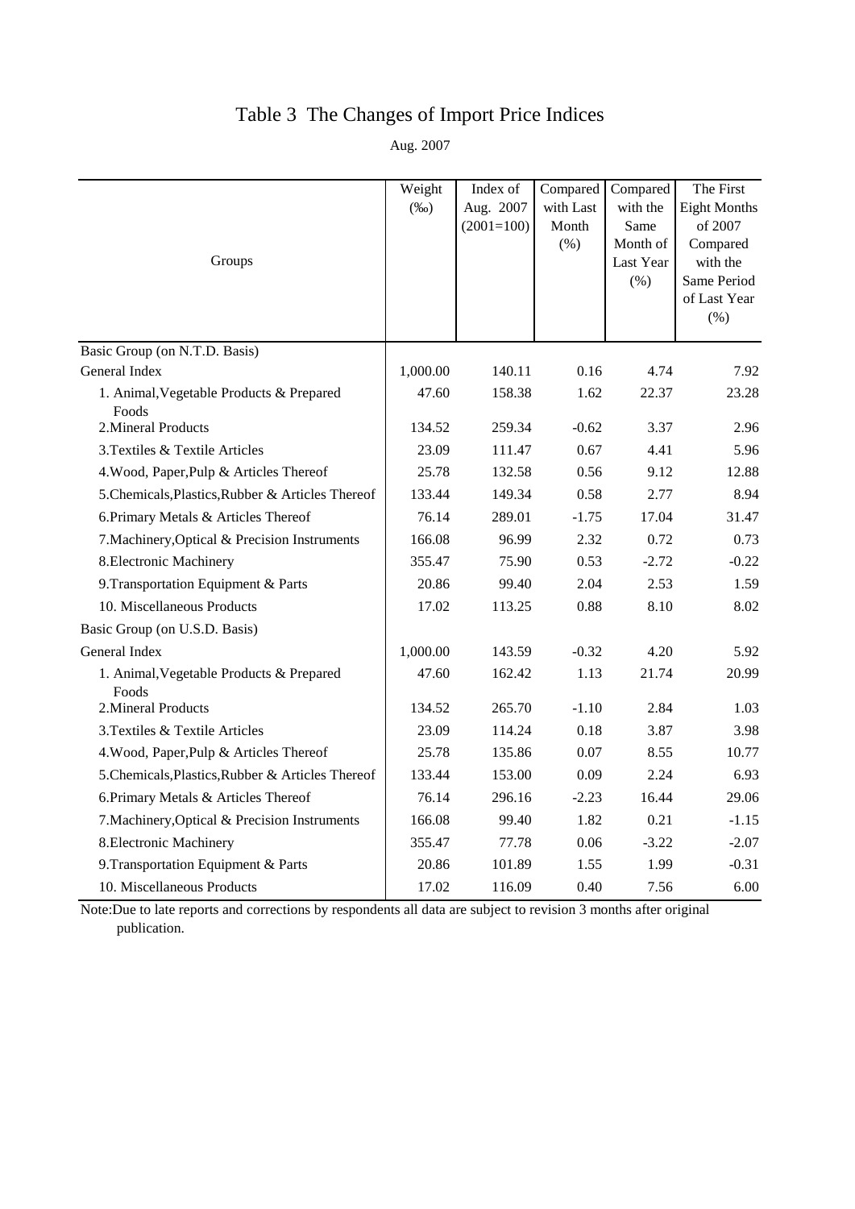# Table 3 The Changes of Import Price Indices

Aug. 2007

| Groups | Weight (‰) | Index of Aug. 2007 (2001=100) | Compared with Last Month (%) | Compared with the Same Month of Last Year (%) | The First Eight Months of 2007 Compared with the Same Period of Last Year (%) |
|---|---|---|---|---|---|
| Basic Group (on N.T.D. Basis) | | | | | |
| General Index | 1,000.00 | 140.11 | 0.16 | 4.74 | 7.92 |
| 1. Animal,Vegetable Products & Prepared Foods | 47.60 | 158.38 | 1.62 | 22.37 | 23.28 |
| 2.Mineral Products | 134.52 | 259.34 | -0.62 | 3.37 | 2.96 |
| 3.Textiles & Textile Articles | 23.09 | 111.47 | 0.67 | 4.41 | 5.96 |
| 4.Wood, Paper,Pulp & Articles Thereof | 25.78 | 132.58 | 0.56 | 9.12 | 12.88 |
| 5.Chemicals,Plastics,Rubber & Articles Thereof | 133.44 | 149.34 | 0.58 | 2.77 | 8.94 |
| 6.Primary Metals & Articles Thereof | 76.14 | 289.01 | -1.75 | 17.04 | 31.47 |
| 7.Machinery,Optical & Precision Instruments | 166.08 | 96.99 | 2.32 | 0.72 | 0.73 |
| 8.Electronic Machinery | 355.47 | 75.90 | 0.53 | -2.72 | -0.22 |
| 9.Transportation Equipment & Parts | 20.86 | 99.40 | 2.04 | 2.53 | 1.59 |
| 10. Miscellaneous Products | 17.02 | 113.25 | 0.88 | 8.10 | 8.02 |
| Basic Group (on U.S.D. Basis) | | | | | |
| General Index | 1,000.00 | 143.59 | -0.32 | 4.20 | 5.92 |
| 1. Animal,Vegetable Products & Prepared Foods | 47.60 | 162.42 | 1.13 | 21.74 | 20.99 |
| 2.Mineral Products | 134.52 | 265.70 | -1.10 | 2.84 | 1.03 |
| 3.Textiles & Textile Articles | 23.09 | 114.24 | 0.18 | 3.87 | 3.98 |
| 4.Wood, Paper,Pulp & Articles Thereof | 25.78 | 135.86 | 0.07 | 8.55 | 10.77 |
| 5.Chemicals,Plastics,Rubber & Articles Thereof | 133.44 | 153.00 | 0.09 | 2.24 | 6.93 |
| 6.Primary Metals & Articles Thereof | 76.14 | 296.16 | -2.23 | 16.44 | 29.06 |
| 7.Machinery,Optical & Precision Instruments | 166.08 | 99.40 | 1.82 | 0.21 | -1.15 |
| 8.Electronic Machinery | 355.47 | 77.78 | 0.06 | -3.22 | -2.07 |
| 9.Transportation Equipment & Parts | 20.86 | 101.89 | 1.55 | 1.99 | -0.31 |
| 10. Miscellaneous Products | 17.02 | 116.09 | 0.40 | 7.56 | 6.00 |

Note:Due to late reports and corrections by respondents all data are subject to revision 3 months after original publication.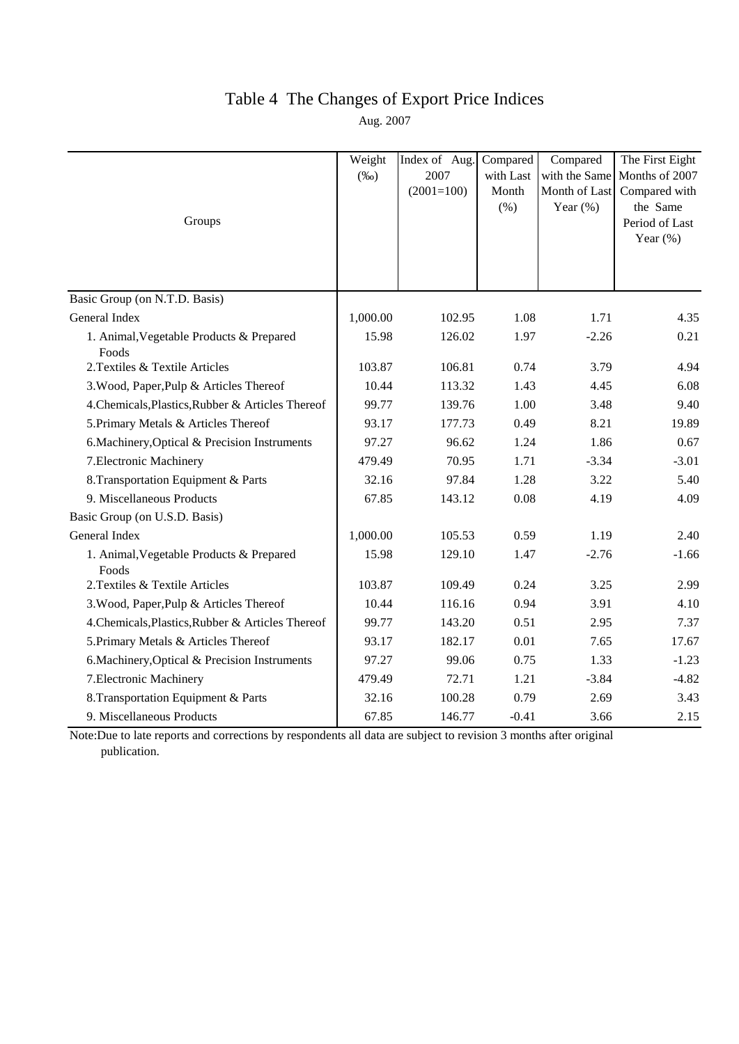# Table 4 The Changes of Export Price Indices

Aug. 2007

| Groups | Weight (‰) | Index of Aug. 2007 (2001=100) | Compared with Last Month (%) | Compared with the Same Month of Last Year (%) | The First Eight Months of 2007 Compared with the Same Period of Last Year (%) |
|---|---|---|---|---|---|
| Basic Group (on N.T.D. Basis) | | | | | |
| General Index | 1,000.00 | 102.95 | 1.08 | 1.71 | 4.35 |
| 1. Animal,Vegetable Products & Prepared Foods | 15.98 | 126.02 | 1.97 | -2.26 | 0.21 |
| 2.Textiles & Textile Articles | 103.87 | 106.81 | 0.74 | 3.79 | 4.94 |
| 3.Wood, Paper,Pulp & Articles Thereof | 10.44 | 113.32 | 1.43 | 4.45 | 6.08 |
| 4.Chemicals,Plastics,Rubber & Articles Thereof | 99.77 | 139.76 | 1.00 | 3.48 | 9.40 |
| 5.Primary Metals & Articles Thereof | 93.17 | 177.73 | 0.49 | 8.21 | 19.89 |
| 6.Machinery,Optical & Precision Instruments | 97.27 | 96.62 | 1.24 | 1.86 | 0.67 |
| 7.Electronic Machinery | 479.49 | 70.95 | 1.71 | -3.34 | -3.01 |
| 8.Transportation Equipment & Parts | 32.16 | 97.84 | 1.28 | 3.22 | 5.40 |
| 9. Miscellaneous Products | 67.85 | 143.12 | 0.08 | 4.19 | 4.09 |
| Basic Group (on U.S.D. Basis) | | | | | |
| General Index | 1,000.00 | 105.53 | 0.59 | 1.19 | 2.40 |
| 1. Animal,Vegetable Products & Prepared Foods | 15.98 | 129.10 | 1.47 | -2.76 | -1.66 |
| 2.Textiles & Textile Articles | 103.87 | 109.49 | 0.24 | 3.25 | 2.99 |
| 3.Wood, Paper,Pulp & Articles Thereof | 10.44 | 116.16 | 0.94 | 3.91 | 4.10 |
| 4.Chemicals,Plastics,Rubber & Articles Thereof | 99.77 | 143.20 | 0.51 | 2.95 | 7.37 |
| 5.Primary Metals & Articles Thereof | 93.17 | 182.17 | 0.01 | 7.65 | 17.67 |
| 6.Machinery,Optical & Precision Instruments | 97.27 | 99.06 | 0.75 | 1.33 | -1.23 |
| 7.Electronic Machinery | 479.49 | 72.71 | 1.21 | -3.84 | -4.82 |
| 8.Transportation Equipment & Parts | 32.16 | 100.28 | 0.79 | 2.69 | 3.43 |
| 9. Miscellaneous Products | 67.85 | 146.77 | -0.41 | 3.66 | 2.15 |

Note:Due to late reports and corrections by respondents all data are subject to revision 3 months after original publication.